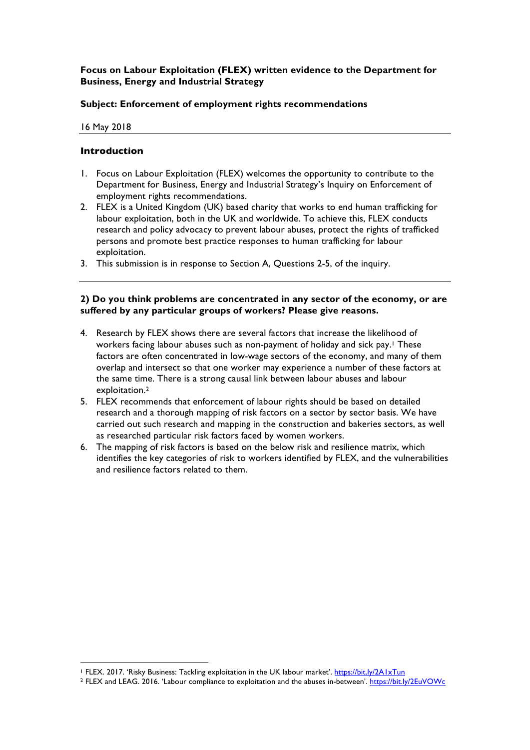**Focus on Labour Exploitation (FLEX) written evidence to the Department for Business, Energy and Industrial Strategy**

**Subject: Enforcement of employment rights recommendations**

16 May 2018

---

### Introduction

1. Focus on Labour Exploitation (FLEX) welcomes the opportunity to contribute to the Department for Business, Energy and Industrial Strategy's Inquiry on Enforcement of employment rights recommendations.
2. FLEX is a United Kingdom (UK) based charity that works to end human trafficking for labour exploitation, both in the UK and worldwide. To achieve this, FLEX conducts research and policy advocacy to prevent labour abuses, protect the rights of trafficked persons and promote best practice responses to human trafficking for labour exploitation.
3. This submission is in response to Section A, Questions 2-5, of the inquiry.

---

### 2) Do you think problems are concentrated in any sector of the economy, or are suffered by any particular groups of workers? Please give reasons.

4. Research by FLEX shows there are several factors that increase the likelihood of workers facing labour abuses such as non-payment of holiday and sick pay.[1] These factors are often concentrated in low-wage sectors of the economy, and many of them overlap and intersect so that one worker may experience a number of these factors at the same time. There is a strong causal link between labour abuses and labour exploitation.[2]
5. FLEX recommends that enforcement of labour rights should be based on detailed research and a thorough mapping of risk factors on a sector by sector basis. We have carried out such research and mapping in the construction and bakeries sectors, as well as researched particular risk factors faced by women workers.
6. The mapping of risk factors is based on the below risk and resilience matrix, which identifies the key categories of risk to workers identified by FLEX, and the vulnerabilities and resilience factors related to them.

---

[1] FLEX. 2017. 'Risky Business: Tackling exploitation in the UK labour market'. https://bit.ly/2A1xTun

[2] FLEX and LEAG. 2016. 'Labour compliance to exploitation and the abuses in-between'. https://bit.ly/2EuVOWc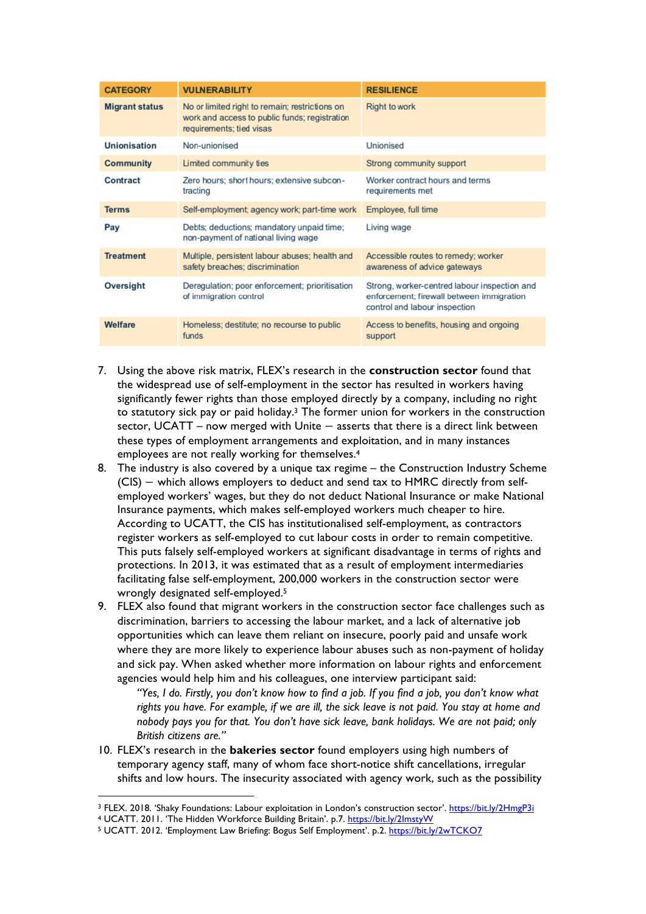| CATEGORY | VULNERABILITY | RESILIENCE |
| --- | --- | --- |
| **Migrant status** | No or limited right to remain; restrictions on work and access to public funds; registration requirements; tied visas | Right to work |
| **Unionisation** | Non-unionised | Unionised |
| **Community** | Limited community ties | Strong community support |
| **Contract** | Zero hours; short hours; extensive subcon-tracting | Worker contract hours and terms requirements met |
| **Terms** | Self-employment; agency work; part-time work | Employee, full time |
| **Pay** | Debts; deductions; mandatory unpaid time; non-payment of national living wage | Living wage |
| **Treatment** | Multiple, persistent labour abuses; health and safety breaches; discrimination | Accessible routes to remedy; worker awareness of advice gateways |
| **Oversight** | Deregulation; poor enforcement; prioritisation of immigration control | Strong, worker-centred labour inspection and enforcement; firewall between immigration control and labour inspection |
| **Welfare** | Homeless; destitute; no recourse to public funds | Access to benefits, housing and ongoing support |

7. Using the above risk matrix, FLEX's research in the **construction sector** found that the widespread use of self-employment in the sector has resulted in workers having significantly fewer rights than those employed directly by a company, including no right to statutory sick pay or paid holiday.[3] The former union for workers in the construction sector, UCATT – now merged with Unite – asserts that there is a direct link between these types of employment arrangements and exploitation, and in many instances employees are not really working for themselves.[4]
8. The industry is also covered by a unique tax regime – the Construction Industry Scheme (CIS) – which allows employers to deduct and send tax to HMRC directly from self-employed workers' wages, but they do not deduct National Insurance or make National Insurance payments, which makes self-employed workers much cheaper to hire. According to UCATT, the CIS has institutionalised self-employment, as contractors register workers as self-employed to cut labour costs in order to remain competitive. This puts falsely self-employed workers at significant disadvantage in terms of rights and protections. In 2013, it was estimated that as a result of employment intermediaries facilitating false self-employment, 200,000 workers in the construction sector were wrongly designated self-employed.[5]
9. FLEX also found that migrant workers in the construction sector face challenges such as discrimination, barriers to accessing the labour market, and a lack of alternative job opportunities which can leave them reliant on insecure, poorly paid and unsafe work where they are more likely to experience labour abuses such as non-payment of holiday and sick pay. When asked whether more information on labour rights and enforcement agencies would help him and his colleagues, one interview participant said:

   *"Yes, I do. Firstly, you don't know how to find a job. If you find a job, you don't know what rights you have. For example, if we are ill, the sick leave is not paid. You stay at home and nobody pays you for that. You don't have sick leave, bank holidays. We are not paid; only British citizens are."*
10. FLEX's research in the **bakeries sector** found employers using high numbers of temporary agency staff, many of whom face short-notice shift cancellations, irregular shifts and low hours. The insecurity associated with agency work, such as the possibility

---

[3] FLEX. 2018. 'Shaky Foundations: Labour exploitation in London's construction sector'. https://bit.ly/2HmgP3i

[4] UCATT. 2011. 'The Hidden Workforce Building Britain'. p.7. https://bit.ly/2lmstyW

[5] UCATT. 2012. 'Employment Law Briefing: Bogus Self Employment'. p.2. https://bit.ly/2wTCKO7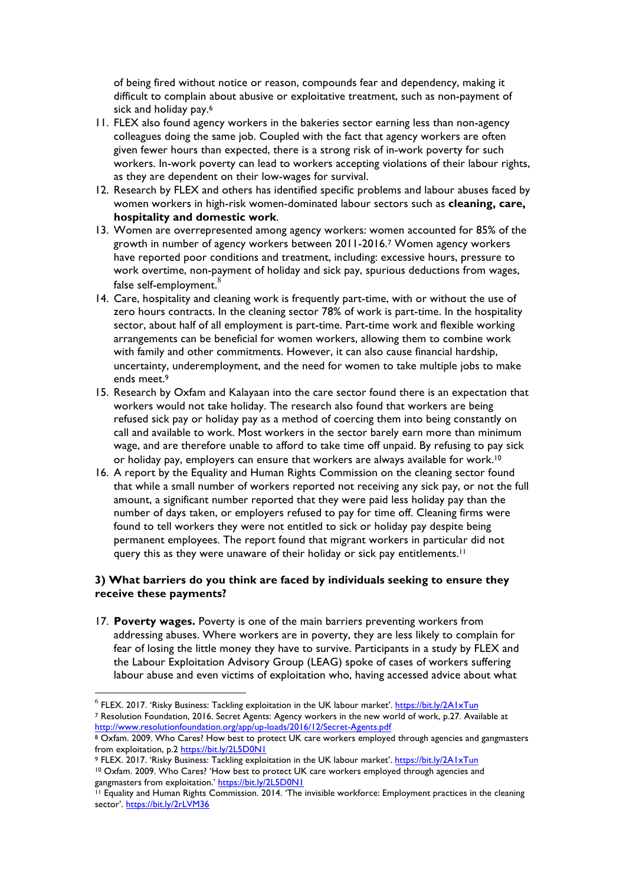of being fired without notice or reason, compounds fear and dependency, making it difficult to complain about abusive or exploitative treatment, such as non-payment of sick and holiday pay.[6]

11. FLEX also found agency workers in the bakeries sector earning less than non-agency colleagues doing the same job. Coupled with the fact that agency workers are often given fewer hours than expected, there is a strong risk of in-work poverty for such workers. In-work poverty can lead to workers accepting violations of their labour rights, as they are dependent on their low-wages for survival.
12. Research by FLEX and others has identified specific problems and labour abuses faced by women workers in high-risk women-dominated labour sectors such as **cleaning, care, hospitality and domestic work**.
13. Women are overrepresented among agency workers: women accounted for 85% of the growth in number of agency workers between 2011-2016.[7] Women agency workers have reported poor conditions and treatment, including: excessive hours, pressure to work overtime, non-payment of holiday and sick pay, spurious deductions from wages, false self-employment.[8]
14. Care, hospitality and cleaning work is frequently part-time, with or without the use of zero hours contracts. In the cleaning sector 78% of work is part-time. In the hospitality sector, about half of all employment is part-time. Part-time work and flexible working arrangements can be beneficial for women workers, allowing them to combine work with family and other commitments. However, it can also cause financial hardship, uncertainty, underemployment, and the need for women to take multiple jobs to make ends meet.[9]
15. Research by Oxfam and Kalayaan into the care sector found there is an expectation that workers would not take holiday. The research also found that workers are being refused sick pay or holiday pay as a method of coercing them into being constantly on call and available to work. Most workers in the sector barely earn more than minimum wage, and are therefore unable to afford to take time off unpaid. By refusing to pay sick or holiday pay, employers can ensure that workers are always available for work.[10]
16. A report by the Equality and Human Rights Commission on the cleaning sector found that while a small number of workers reported not receiving any sick pay, or not the full amount, a significant number reported that they were paid less holiday pay than the number of days taken, or employers refused to pay for time off. Cleaning firms were found to tell workers they were not entitled to sick or holiday pay despite being permanent employees. The report found that migrant workers in particular did not query this as they were unaware of their holiday or sick pay entitlements.[11]

### 3) What barriers do you think are faced by individuals seeking to ensure they receive these payments?

17. **Poverty wages.** Poverty is one of the main barriers preventing workers from addressing abuses. Where workers are in poverty, they are less likely to complain for fear of losing the little money they have to survive. Participants in a study by FLEX and the Labour Exploitation Advisory Group (LEAG) spoke of cases of workers suffering labour abuse and even victims of exploitation who, having accessed advice about what

---

[6] FLEX. 2017. 'Risky Business: Tackling exploitation in the UK labour market'. https://bit.ly/2A1xTun

[7] Resolution Foundation, 2016. Secret Agents: Agency workers in the new world of work, p.27. Available at http://www.resolutionfoundation.org/app/up-loads/2016/12/Secret-Agents.pdf

[8] Oxfam. 2009. Who Cares? How best to protect UK care workers employed through agencies and gangmasters from exploitation, p.2 https://bit.ly/2L5D0N1

[9] FLEX. 2017. 'Risky Business: Tackling exploitation in the UK labour market'. https://bit.ly/2A1xTun

[10] Oxfam. 2009. Who Cares? 'How best to protect UK care workers employed through agencies and gangmasters from exploitation.' https://bit.ly/2L5D0N1

[11] Equality and Human Rights Commission. 2014. 'The invisible workforce: Employment practices in the cleaning sector'. https://bit.ly/2rLVM36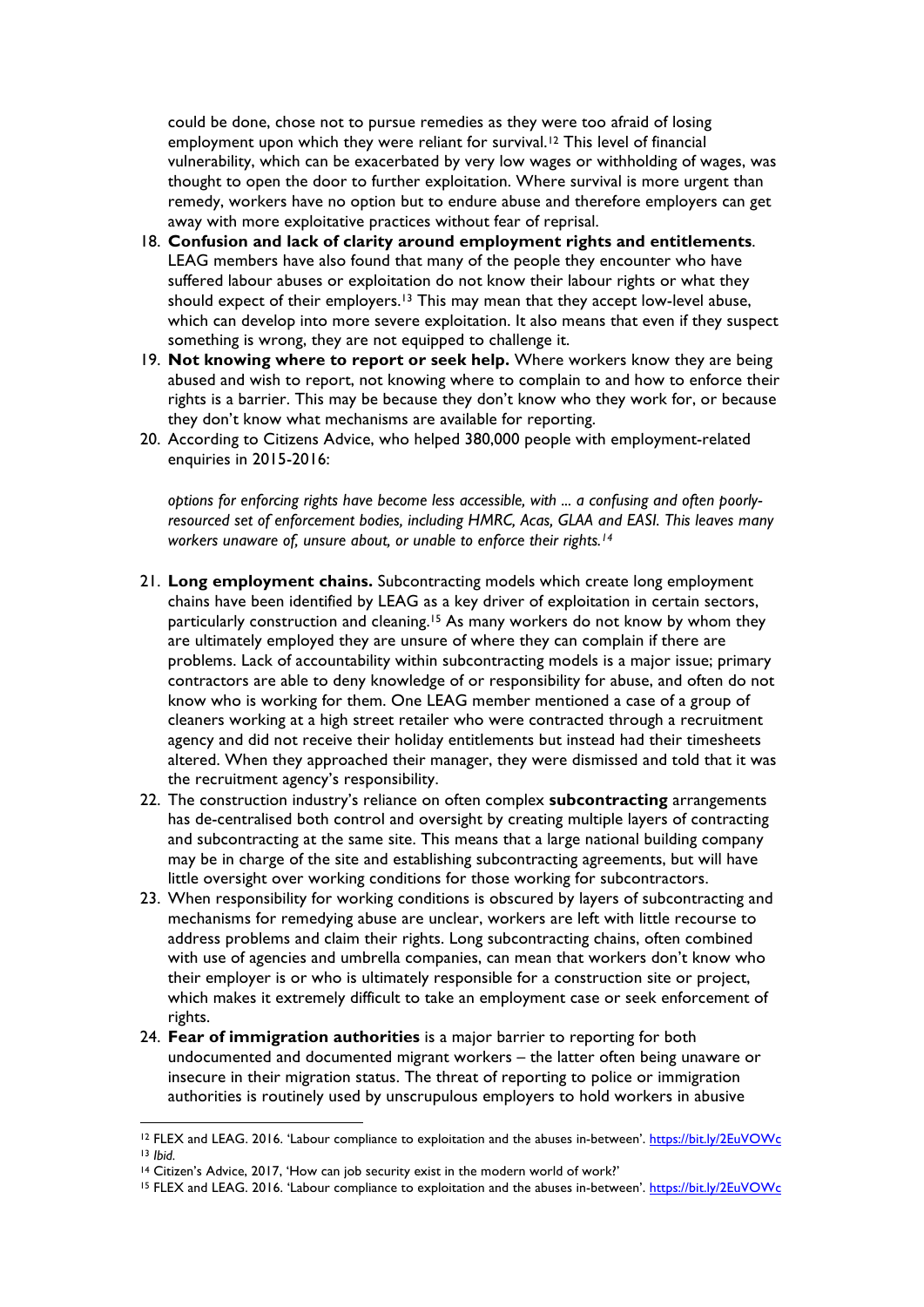could be done, chose not to pursue remedies as they were too afraid of losing employment upon which they were reliant for survival.[12] This level of financial vulnerability, which can be exacerbated by very low wages or withholding of wages, was thought to open the door to further exploitation. Where survival is more urgent than remedy, workers have no option but to endure abuse and therefore employers can get away with more exploitative practices without fear of reprisal.

18. **Confusion and lack of clarity around employment rights and entitlements**. LEAG members have also found that many of the people they encounter who have suffered labour abuses or exploitation do not know their labour rights or what they should expect of their employers.[13] This may mean that they accept low-level abuse, which can develop into more severe exploitation. It also means that even if they suspect something is wrong, they are not equipped to challenge it.
19. **Not knowing where to report or seek help.** Where workers know they are being abused and wish to report, not knowing where to complain to and how to enforce their rights is a barrier. This may be because they don't know who they work for, or because they don't know what mechanisms are available for reporting.
20. According to Citizens Advice, who helped 380,000 people with employment-related enquiries in 2015-2016:

    *options for enforcing rights have become less accessible, with ... a confusing and often poorly-resourced set of enforcement bodies, including HMRC, Acas, GLAA and EASI. This leaves many workers unaware of, unsure about, or unable to enforce their rights.[14]*

21. **Long employment chains.** Subcontracting models which create long employment chains have been identified by LEAG as a key driver of exploitation in certain sectors, particularly construction and cleaning.[15] As many workers do not know by whom they are ultimately employed they are unsure of where they can complain if there are problems. Lack of accountability within subcontracting models is a major issue; primary contractors are able to deny knowledge of or responsibility for abuse, and often do not know who is working for them. One LEAG member mentioned a case of a group of cleaners working at a high street retailer who were contracted through a recruitment agency and did not receive their holiday entitlements but instead had their timesheets altered. When they approached their manager, they were dismissed and told that it was the recruitment agency's responsibility.
22. The construction industry's reliance on often complex **subcontracting** arrangements has de-centralised both control and oversight by creating multiple layers of contracting and subcontracting at the same site. This means that a large national building company may be in charge of the site and establishing subcontracting agreements, but will have little oversight over working conditions for those working for subcontractors.
23. When responsibility for working conditions is obscured by layers of subcontracting and mechanisms for remedying abuse are unclear, workers are left with little recourse to address problems and claim their rights. Long subcontracting chains, often combined with use of agencies and umbrella companies, can mean that workers don't know who their employer is or who is ultimately responsible for a construction site or project, which makes it extremely difficult to take an employment case or seek enforcement of rights.
24. **Fear of immigration authorities** is a major barrier to reporting for both undocumented and documented migrant workers – the latter often being unaware or insecure in their migration status. The threat of reporting to police or immigration authorities is routinely used by unscrupulous employers to hold workers in abusive

---

[12] FLEX and LEAG. 2016. 'Labour compliance to exploitation and the abuses in-between'. https://bit.ly/2EuVOWc

[13] *Ibid.*

[14] Citizen's Advice, 2017, 'How can job security exist in the modern world of work?'

[15] FLEX and LEAG. 2016. 'Labour compliance to exploitation and the abuses in-between'. https://bit.ly/2EuVOWc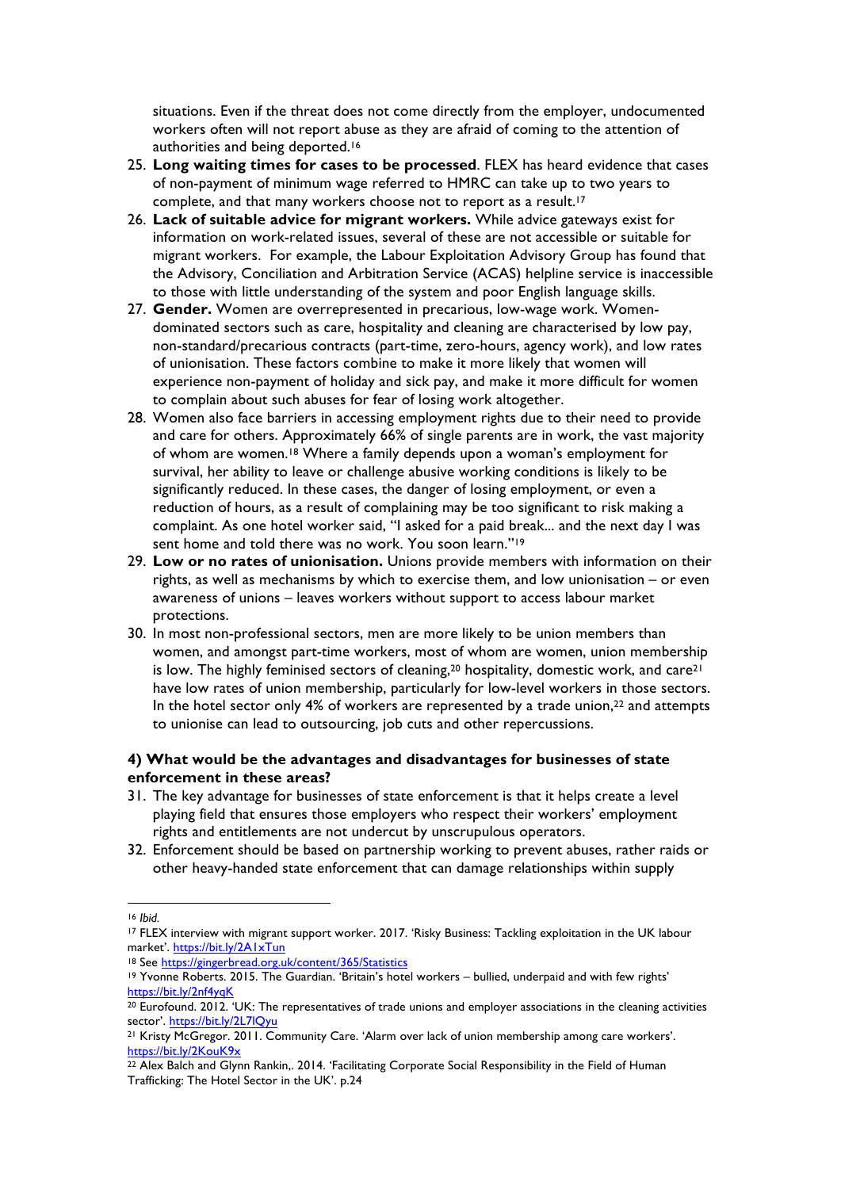situations. Even if the threat does not come directly from the employer, undocumented workers often will not report abuse as they are afraid of coming to the attention of authorities and being deported.[16]

25. **Long waiting times for cases to be processed**. FLEX has heard evidence that cases of non-payment of minimum wage referred to HMRC can take up to two years to complete, and that many workers choose not to report as a result.[17]
26. **Lack of suitable advice for migrant workers.** While advice gateways exist for information on work-related issues, several of these are not accessible or suitable for migrant workers. For example, the Labour Exploitation Advisory Group has found that the Advisory, Conciliation and Arbitration Service (ACAS) helpline service is inaccessible to those with little understanding of the system and poor English language skills.
27. **Gender.** Women are overrepresented in precarious, low-wage work. Women-dominated sectors such as care, hospitality and cleaning are characterised by low pay, non-standard/precarious contracts (part-time, zero-hours, agency work), and low rates of unionisation. These factors combine to make it more likely that women will experience non-payment of holiday and sick pay, and make it more difficult for women to complain about such abuses for fear of losing work altogether.
28. Women also face barriers in accessing employment rights due to their need to provide and care for others. Approximately 66% of single parents are in work, the vast majority of whom are women.[18] Where a family depends upon a woman's employment for survival, her ability to leave or challenge abusive working conditions is likely to be significantly reduced. In these cases, the danger of losing employment, or even a reduction of hours, as a result of complaining may be too significant to risk making a complaint. As one hotel worker said, "I asked for a paid break... and the next day I was sent home and told there was no work. You soon learn."[19]
29. **Low or no rates of unionisation.** Unions provide members with information on their rights, as well as mechanisms by which to exercise them, and low unionisation – or even awareness of unions – leaves workers without support to access labour market protections.
30. In most non-professional sectors, men are more likely to be union members than women, and amongst part-time workers, most of whom are women, union membership is low. The highly feminised sectors of cleaning,[20] hospitality, domestic work, and care[21] have low rates of union membership, particularly for low-level workers in those sectors. In the hotel sector only 4% of workers are represented by a trade union,[22] and attempts to unionise can lead to outsourcing, job cuts and other repercussions.

**4) What would be the advantages and disadvantages for businesses of state enforcement in these areas?**

31. The key advantage for businesses of state enforcement is that it helps create a level playing field that ensures those employers who respect their workers' employment rights and entitlements are not undercut by unscrupulous operators.
32. Enforcement should be based on partnership working to prevent abuses, rather raids or other heavy-handed state enforcement that can damage relationships within supply

---

[16] *Ibid.*

[17] FLEX interview with migrant support worker. 2017. 'Risky Business: Tackling exploitation in the UK labour market'. https://bit.ly/2A1xTun

[18] See https://gingerbread.org.uk/content/365/Statistics

[19] Yvonne Roberts. 2015. The Guardian. 'Britain's hotel workers – bullied, underpaid and with few rights' https://bit.ly/2nf4yqK

[20] Eurofound. 2012. 'UK: The representatives of trade unions and employer associations in the cleaning activities sector'. https://bit.ly/2L7lQyu

[21] Kristy McGregor. 2011. Community Care. 'Alarm over lack of union membership among care workers'. https://bit.ly/2KouK9x

[22] Alex Balch and Glynn Rankin,. 2014. 'Facilitating Corporate Social Responsibility in the Field of Human Trafficking: The Hotel Sector in the UK'. p.24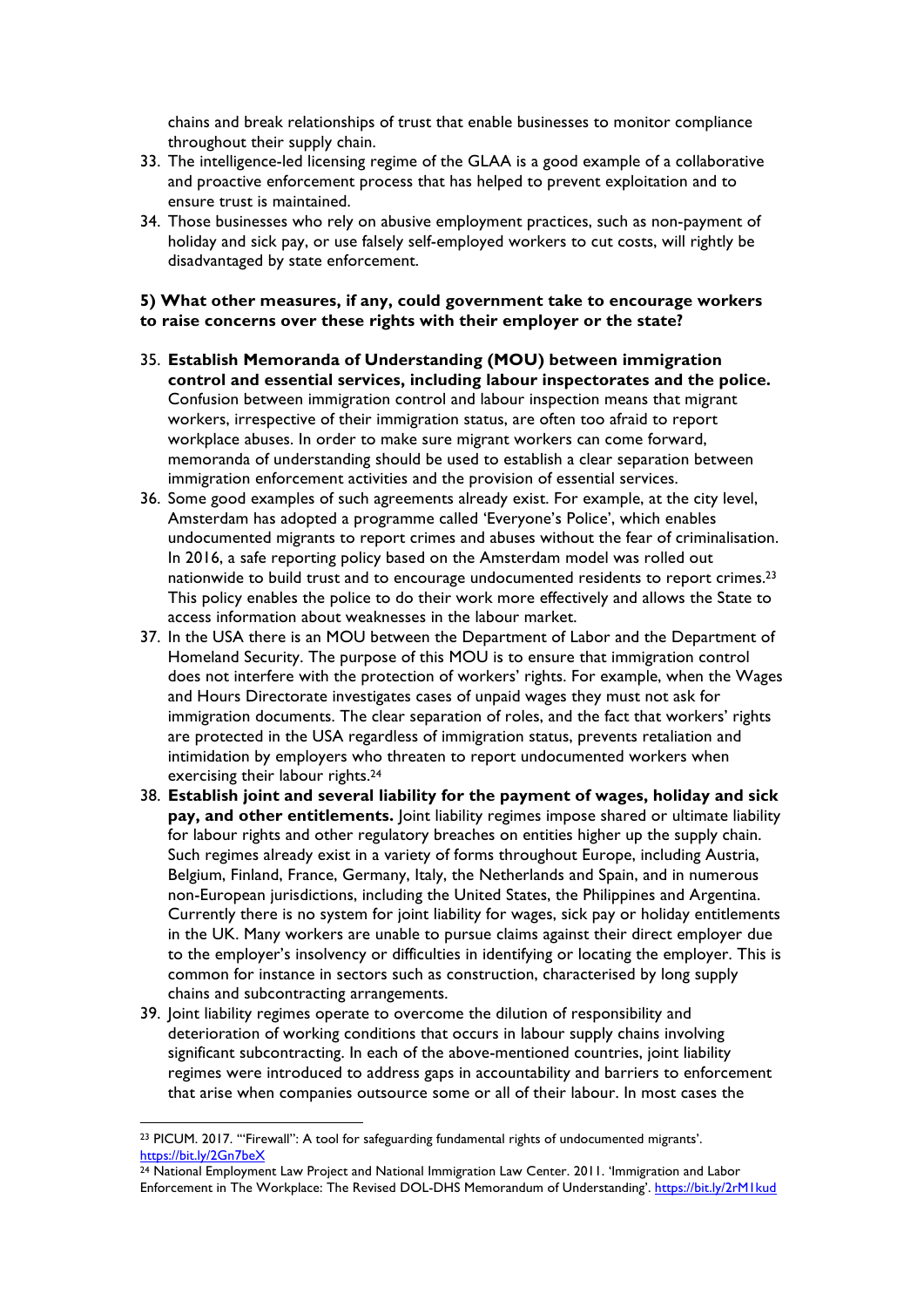chains and break relationships of trust that enable businesses to monitor compliance throughout their supply chain.

33. The intelligence-led licensing regime of the GLAA is a good example of a collaborative and proactive enforcement process that has helped to prevent exploitation and to ensure trust is maintained.
34. Those businesses who rely on abusive employment practices, such as non-payment of holiday and sick pay, or use falsely self-employed workers to cut costs, will rightly be disadvantaged by state enforcement.

**5) What other measures, if any, could government take to encourage workers to raise concerns over these rights with their employer or the state?**

35. **Establish Memoranda of Understanding (MOU) between immigration control and essential services, including labour inspectorates and the police.** Confusion between immigration control and labour inspection means that migrant workers, irrespective of their immigration status, are often too afraid to report workplace abuses. In order to make sure migrant workers can come forward, memoranda of understanding should be used to establish a clear separation between immigration enforcement activities and the provision of essential services.
36. Some good examples of such agreements already exist. For example, at the city level, Amsterdam has adopted a programme called 'Everyone's Police', which enables undocumented migrants to report crimes and abuses without the fear of criminalisation. In 2016, a safe reporting policy based on the Amsterdam model was rolled out nationwide to build trust and to encourage undocumented residents to report crimes.[23] This policy enables the police to do their work more effectively and allows the State to access information about weaknesses in the labour market.
37. In the USA there is an MOU between the Department of Labor and the Department of Homeland Security. The purpose of this MOU is to ensure that immigration control does not interfere with the protection of workers' rights. For example, when the Wages and Hours Directorate investigates cases of unpaid wages they must not ask for immigration documents. The clear separation of roles, and the fact that workers' rights are protected in the USA regardless of immigration status, prevents retaliation and intimidation by employers who threaten to report undocumented workers when exercising their labour rights.[24]
38. **Establish joint and several liability for the payment of wages, holiday and sick pay, and other entitlements.** Joint liability regimes impose shared or ultimate liability for labour rights and other regulatory breaches on entities higher up the supply chain. Such regimes already exist in a variety of forms throughout Europe, including Austria, Belgium, Finland, France, Germany, Italy, the Netherlands and Spain, and in numerous non-European jurisdictions, including the United States, the Philippines and Argentina. Currently there is no system for joint liability for wages, sick pay or holiday entitlements in the UK. Many workers are unable to pursue claims against their direct employer due to the employer's insolvency or difficulties in identifying or locating the employer. This is common for instance in sectors such as construction, characterised by long supply chains and subcontracting arrangements.
39. Joint liability regimes operate to overcome the dilution of responsibility and deterioration of working conditions that occurs in labour supply chains involving significant subcontracting. In each of the above-mentioned countries, joint liability regimes were introduced to address gaps in accountability and barriers to enforcement that arise when companies outsource some or all of their labour. In most cases the

---

[23] PICUM. 2017. "'Firewall": A tool for safeguarding fundamental rights of undocumented migrants'. https://bit.ly/2Gn7beX

[24] National Employment Law Project and National Immigration Law Center. 2011. 'Immigration and Labor Enforcement in The Workplace: The Revised DOL-DHS Memorandum of Understanding'. https://bit.ly/2rM1kud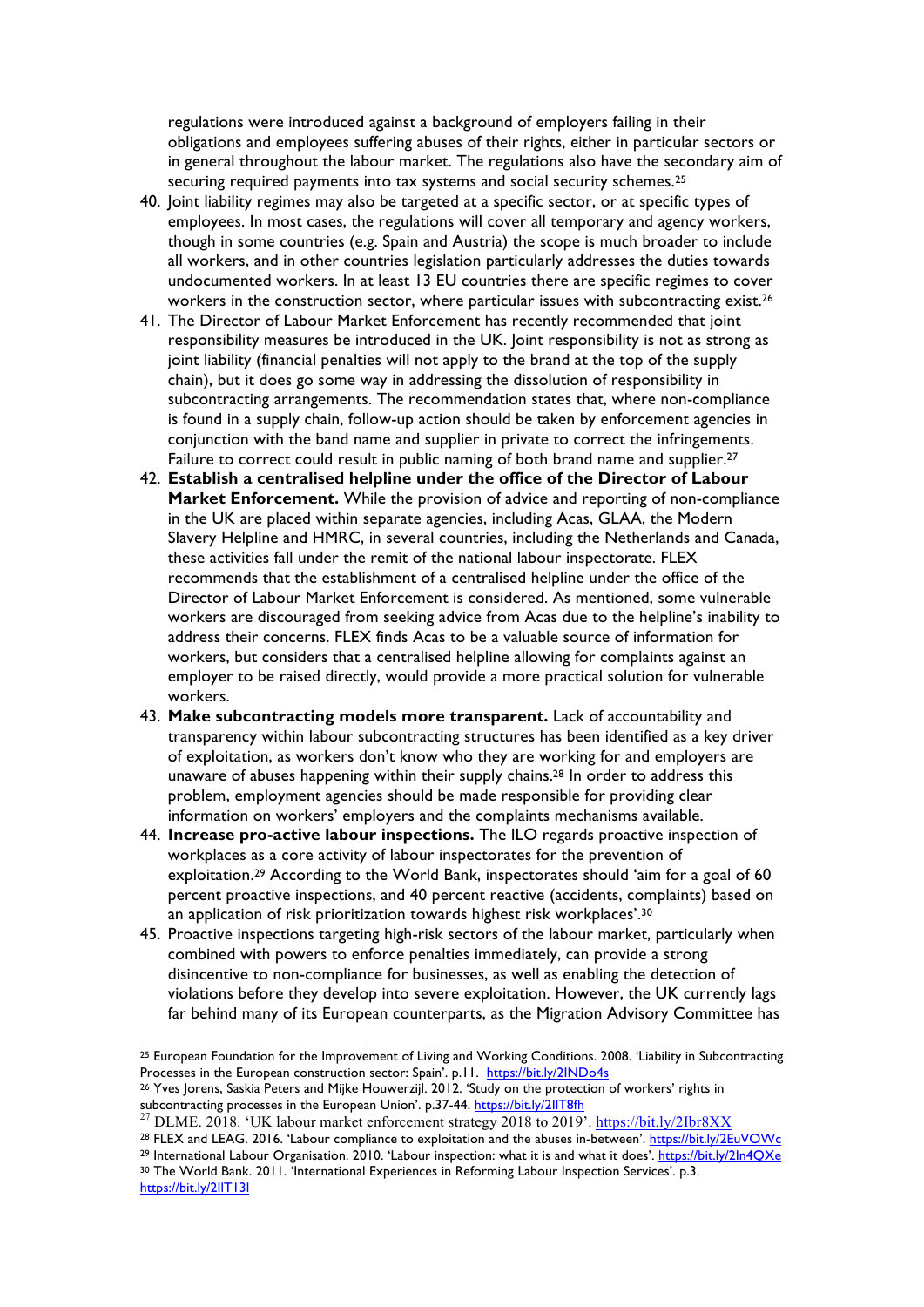regulations were introduced against a background of employers failing in their obligations and employees suffering abuses of their rights, either in particular sectors or in general throughout the labour market. The regulations also have the secondary aim of securing required payments into tax systems and social security schemes.[25]

40. Joint liability regimes may also be targeted at a specific sector, or at specific types of employees. In most cases, the regulations will cover all temporary and agency workers, though in some countries (e.g. Spain and Austria) the scope is much broader to include all workers, and in other countries legislation particularly addresses the duties towards undocumented workers. In at least 13 EU countries there are specific regimes to cover workers in the construction sector, where particular issues with subcontracting exist.[26]
41. The Director of Labour Market Enforcement has recently recommended that joint responsibility measures be introduced in the UK. Joint responsibility is not as strong as joint liability (financial penalties will not apply to the brand at the top of the supply chain), but it does go some way in addressing the dissolution of responsibility in subcontracting arrangements. The recommendation states that, where non-compliance is found in a supply chain, follow-up action should be taken by enforcement agencies in conjunction with the band name and supplier in private to correct the infringements. Failure to correct could result in public naming of both brand name and supplier.[27]
42. **Establish a centralised helpline under the office of the Director of Labour Market Enforcement.** While the provision of advice and reporting of non-compliance in the UK are placed within separate agencies, including Acas, GLAA, the Modern Slavery Helpline and HMRC, in several countries, including the Netherlands and Canada, these activities fall under the remit of the national labour inspectorate. FLEX recommends that the establishment of a centralised helpline under the office of the Director of Labour Market Enforcement is considered. As mentioned, some vulnerable workers are discouraged from seeking advice from Acas due to the helpline's inability to address their concerns. FLEX finds Acas to be a valuable source of information for workers, but considers that a centralised helpline allowing for complaints against an employer to be raised directly, would provide a more practical solution for vulnerable workers.
43. **Make subcontracting models more transparent.** Lack of accountability and transparency within labour subcontracting structures has been identified as a key driver of exploitation, as workers don't know who they are working for and employers are unaware of abuses happening within their supply chains.[28] In order to address this problem, employment agencies should be made responsible for providing clear information on workers' employers and the complaints mechanisms available.
44. **Increase pro-active labour inspections.** The ILO regards proactive inspection of workplaces as a core activity of labour inspectorates for the prevention of exploitation.[29] According to the World Bank, inspectorates should 'aim for a goal of 60 percent proactive inspections, and 40 percent reactive (accidents, complaints) based on an application of risk prioritization towards highest risk workplaces'.[30]
45. Proactive inspections targeting high-risk sectors of the labour market, particularly when combined with powers to enforce penalties immediately, can provide a strong disincentive to non-compliance for businesses, as well as enabling the detection of violations before they develop into severe exploitation. However, the UK currently lags far behind many of its European counterparts, as the Migration Advisory Committee has

---

[25] European Foundation for the Improvement of Living and Working Conditions. 2008. 'Liability in Subcontracting Processes in the European construction sector: Spain'. p.11. https://bit.ly/2lNDo4s

[26] Yves Jorens, Saskia Peters and Mijke Houwerzijl. 2012. 'Study on the protection of workers' rights in subcontracting processes in the European Union'. p.37-44. https://bit.ly/2llT8fh

[27] DLME. 2018. 'UK labour market enforcement strategy 2018 to 2019'. https://bit.ly/2Ibr8XX

[28] FLEX and LEAG. 2016. 'Labour compliance to exploitation and the abuses in-between'. https://bit.ly/2EuVOWc

[29] International Labour Organisation. 2010. 'Labour inspection: what it is and what it does'. https://bit.ly/2In4QXe

[30] The World Bank. 2011. 'International Experiences in Reforming Labour Inspection Services'. p.3. https://bit.ly/2llT13l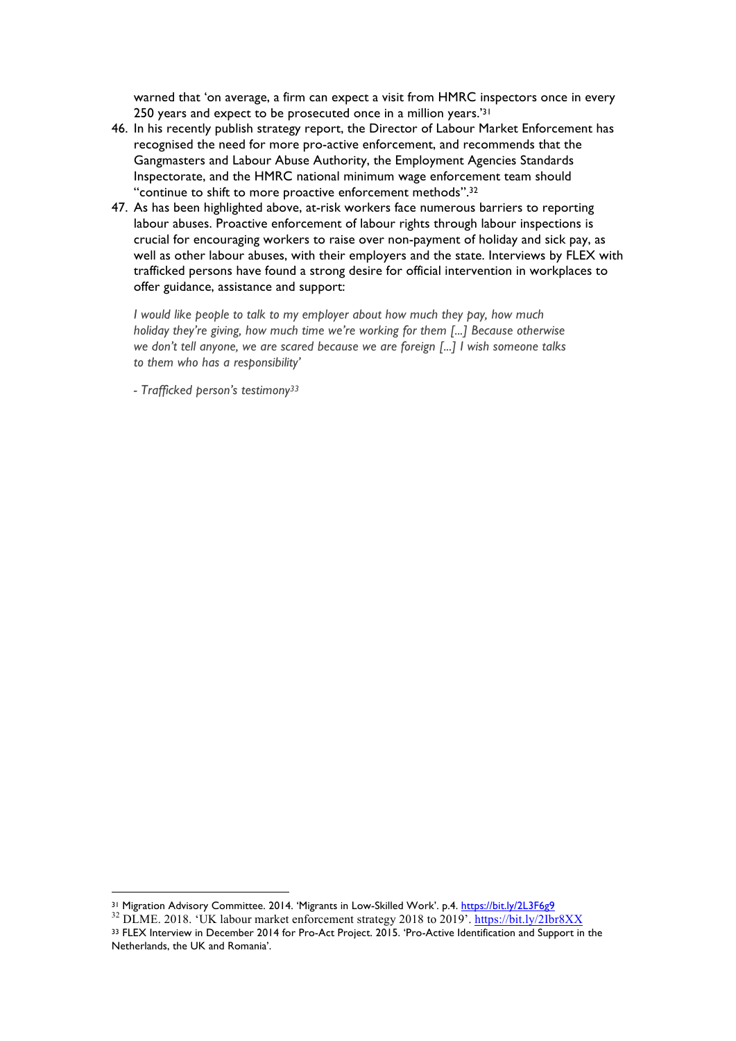warned that 'on average, a firm can expect a visit from HMRC inspectors once in every 250 years and expect to be prosecuted once in a million years.'[31]

46. In his recently publish strategy report, the Director of Labour Market Enforcement has recognised the need for more pro-active enforcement, and recommends that the Gangmasters and Labour Abuse Authority, the Employment Agencies Standards Inspectorate, and the HMRC national minimum wage enforcement team should "continue to shift to more proactive enforcement methods".[32]
47. As has been highlighted above, at-risk workers face numerous barriers to reporting labour abuses. Proactive enforcement of labour rights through labour inspections is crucial for encouraging workers to raise over non-payment of holiday and sick pay, as well as other labour abuses, with their employers and the state. Interviews by FLEX with trafficked persons have found a strong desire for official intervention in workplaces to offer guidance, assistance and support:

*I would like people to talk to my employer about how much they pay, how much holiday they're giving, how much time we're working for them [...] Because otherwise we don't tell anyone, we are scared because we are foreign [...] I wish someone talks to them who has a responsibility'*

*- Trafficked person's testimony*[33]

---

[31] Migration Advisory Committee. 2014. 'Migrants in Low-Skilled Work'. p.4. https://bit.ly/2L3F6g9

[32] DLME. 2018. 'UK labour market enforcement strategy 2018 to 2019'. https://bit.ly/2Ibr8XX

[33] FLEX Interview in December 2014 for Pro-Act Project. 2015. 'Pro-Active Identification and Support in the Netherlands, the UK and Romania'.